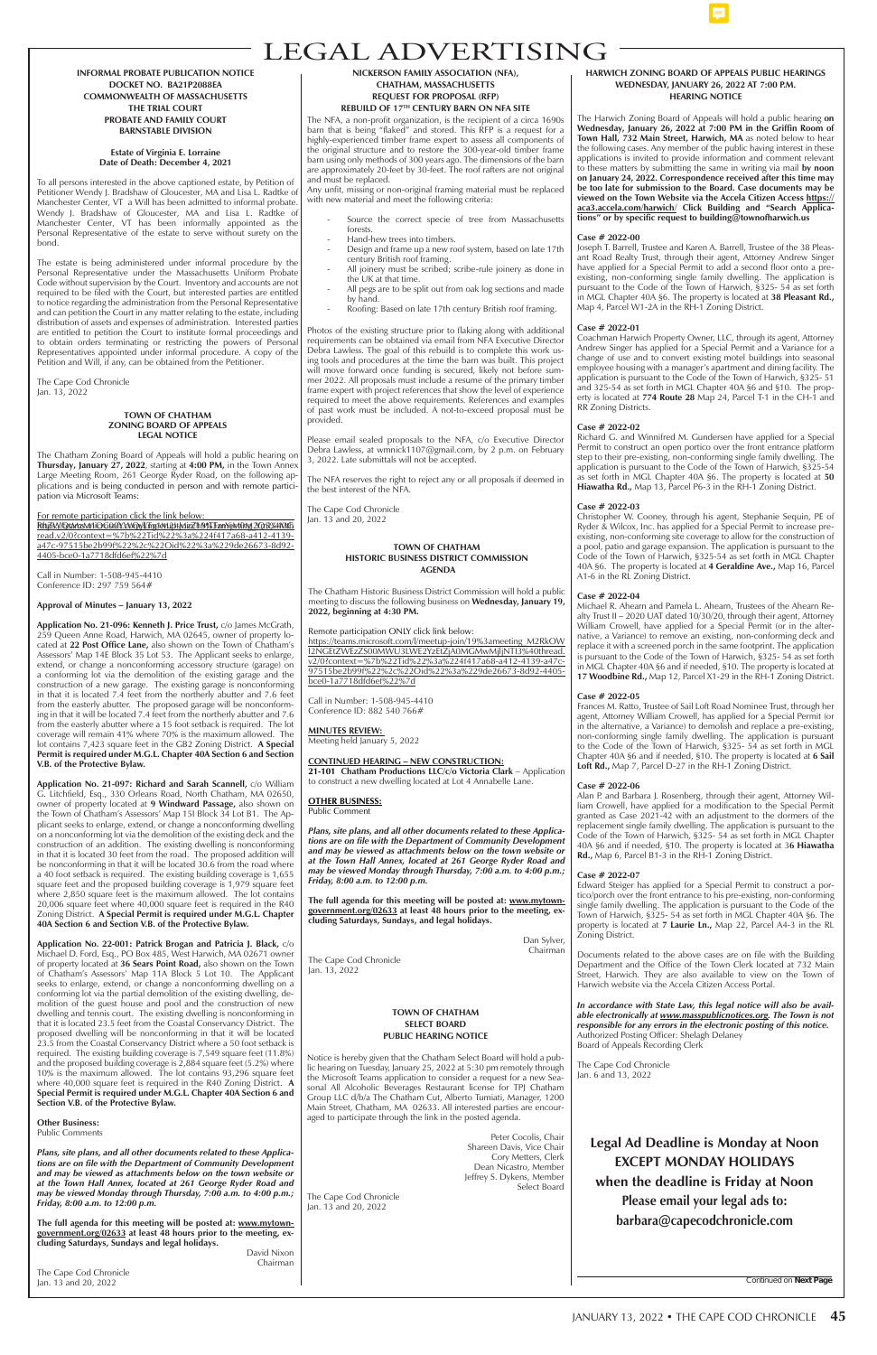# LEGAL ADVERTISING

**INFORMAL PROBATE PUBLICATION NOTICE**
**DOCKET NO. BA21P2088EA**
**COMMONWEALTH OF MASSACHUSETTS**
**THE TRIAL COURT**
**PROBATE AND FAMILY COURT**
**BARNSTABLE DIVISION**

**Estate of Virginia E. Lorraine**
**Date of Death: December 4, 2021**

To all persons interested in the above captioned estate, by Petition of Petitioner Wendy J. Bradshaw of Gloucester, MA and Lisa L. Radtke of Manchester Center, VT a Will has been admitted to informal probate. Wendy J. Bradshaw of Gloucester, MA and Lisa L. Radtke of Manchester Center, VT has been informally appointed as the Personal Representative of the estate to serve without surety on the bond.

The estate is being administered under informal procedure by the Personal Representative under the Massachusetts Uniform Probate Code without supervision by the Court. Inventory and accounts are not required to be filed with the Court, but interested parties are entitled to notice regarding the administration from the Personal Representative and can petition the Court in any matter relating to the estate, including distribution of assets and expenses of administration. Interested parties are entitled to petition the Court to institute formal proceedings and to obtain orders terminating or restricting the powers of Personal Representatives appointed under informal procedure. A copy of the Petition and Will, if any, can be obtained from the Petitioner.

The Cape Cod Chronicle
Jan. 13, 2022

**TOWN OF CHATHAM**
**ZONING BOARD OF APPEALS**
**LEGAL NOTICE**

The Chatham Zoning Board of Appeals will hold a public hearing on **Thursday, January 27, 2022**, starting at **4:00 PM,** in the Town Annex Large Meeting Room, 261 George Ryder Road, on the following applications and is being conducted in person and with remote participation via Microsoft Teams:

For remote participation click the link below:
https://teams.microsoft.com/l/meetup-join/19%3ameeting_...thread.v2/0?context=%7b%22Tid%22%3a%224f417a68-a412-4139-a47c-97515be2b99f%22%2c%22Oid%22%3a%229de26673-8d92-4405-bce0-1a7718dfd6ef%22%7d

Call in Number: 1-508-945-4410
Conference ID: 297 759 564#

**Approval of Minutes – January 13, 2022**

**Application No. 21-096: Kenneth J. Price Trust,** c/o James McGrath, 259 Queen Anne Road, Harwich, MA 02645, owner of property located at **22 Post Office Lane,** also shown on the Town of Chatham's Assessors' Map 14E Block 35 Lot 53. The Applicant seeks to enlarge, extend, or change a nonconforming accessory structure (garage) on a conforming lot via the demolition of the existing garage and the construction of a new garage. The existing garage is nonconforming in that it is located 7.4 feet from the northerly abutter and 7.6 feet from the easterly abutter. The proposed garage will be nonconforming in that it will be located 7.4 feet from the northerly abutter and 7.6 from the easterly abutter where a 15 foot setback is required. The lot coverage will remain 41% where 70% is the maximum allowed. The lot contains 7,423 square feet in the GB2 Zoning District. **A Special Permit is required under M.G.L. Chapter 40A Section 6 and Section V.B. of the Protective Bylaw.**

**Application No. 21-097: Richard and Sarah Scannell,** c/o William G. Litchfield, Esq., 330 Orleans Road, North Chatham, MA 02650, owner of property located at **9 Windward Passage,** also shown on the Town of Chatham's Assessors' Map 15I Block 34 Lot B1. The Applicant seeks to enlarge, extend, or change a nonconforming dwelling on a nonconforming lot via the demolition of the existing deck and the construction of an addition. The existing dwelling is nonconforming in that it is located 30 feet from the road. The proposed addition will be nonconforming in that it will be located 30.6 from the road where a 40 foot setback is required. The existing building coverage is 1,655 square feet and the proposed building coverage is 1,979 square feet where 2,850 square feet is the maximum allowed. The lot contains 20,006 square feet where 40,000 square feet is required in the R40 Zoning District. **A Special Permit is required under M.G.L. Chapter 40A Section 6 and Section V.B. of the Protective Bylaw.**

**Application No. 22-001: Patrick Brogan and Patricia J. Black,** c/o Michael D. Ford, Esq., PO Box 485, West Harwich, MA 02671 owner of property located at **36 Sears Point Road,** also shown on the Town of Chatham's Assessors' Map 11A Block 5 Lot 10. The Applicant seeks to enlarge, extend, or change a nonconforming dwelling on a conforming lot via the partial demolition of the guest house and pool and the construction of new dwelling and tennis court. The existing dwelling is nonconforming in that it is located 23.5 feet from the Coastal Conservancy District. The proposed dwelling will be nonconforming in that it will be located 23.5 from the Coastal Conservancy District where a 50 feet setback is required. The existing building coverage is 7,549 square feet (11.8%) and the proposed building coverage is 2,884 square feet (5.2%) where 10% is the maximum allowed. The lot contains 93,296 square feet where 40,000 square feet is required in the R40 Zoning District. **A Special Permit is required under M.G.L. Chapter 40A Section 6 and Section V.B. of the Protective Bylaw.**

**Other Business:**
Public Comments

***Plans, site plans, and all other documents related to these Applications are on file with the Department of Community Development and may be viewed as attachments below on the town website or at the Town Hall Annex, located at 261 George Ryder Road and may be viewed Monday through Thursday, 7:00 a.m. to 4:00 p.m.; Friday, 8:00 a.m. to 12:00 p.m.***

**The full agenda for this meeting will be posted at: www.mytown-government.org/02633 at least 48 hours prior to the meeting, excluding Saturdays, Sundays and legal holidays.**

David Nixon
Chairman

The Cape Cod Chronicle
Jan. 13 and 20, 2022

**NICKERSON FAMILY ASSOCIATION (NFA),**
**CHATHAM, MASSACHUSETTS**
**REQUEST FOR PROPOSAL (RFP)**
**REBUILD OF 17TH CENTURY BARN ON NFA SITE**

The NFA, a non-profit organization, is the recipient of a circa 1690s barn that is being "flaked" and stored. This RFP is a request for a highly-experienced timber frame expert to assess all components of the original structure and to restore the 300-year-old timber frame barn using only methods of 300 years ago. The dimensions of the barn are approximately 20-feet by 30-feet. The roof rafters are not original and must be replaced.
Any unfit, missing or non-original framing material must be replaced with new material and meet the following criteria:

- Source the correct specie of tree from Massachusetts forests.
- Hand-hew trees into timbers.
- Design and frame up a new roof system, based on late 17th century British roof framing.
- All joinery must be scribed; scribe-rule joinery as done in the UK at that time.
- All pegs are to be split out from oak log sections and made by hand.
- Roofing: Based on late 17th century British roof framing.

Photos of the existing structure prior to flaking along with additional requirements can be obtained via email from NFA Executive Director Debra Lawless. The goal of this rebuild is to complete this work using tools and procedures at the time the barn was built. This project will move forward once funding is secured, likely not before summer 2022. All proposals must include a resume of the primary timber frame expert with project references that show the level of experience required to meet the above requirements. References and examples of past work must be included. A not-to-exceed proposal must be provided.

Please email sealed proposals to the NFA, c/o Executive Director Debra Lawless, at wmnick1107@gmail.com, by 2 p.m. on February 3, 2022. Late submittals will not be accepted.

The NFA reserves the right to reject any or all proposals if deemed in the best interest of the NFA.

The Cape Cod Chronicle
Jan. 13 and 20, 2022

**TOWN OF CHATHAM**
**HISTORIC BUSINESS DISTRICT COMMISSION**
**AGENDA**

The Chatham Historic Business District Commission will hold a public meeting to discuss the following business on **Wednesday, January 19, 2022, beginning at 4:30 PM.**

Remote participation ONLY click link below:
https://teams.microsoft.com/l/meetup-join/19%3ameeting_M2RkOWI2NGEtZWEzZS00MWU3LWE2YzEtZjA0MGMwMjljNTI3%40thread.v2/0?context=%7b%22Tid%22%3a%224f417a68-a412-4139-a47c-97515be2b99f%22%2c%22Oid%22%3a%229de26673-8d92-4405-bce0-1a7718dfd6ef%22%7d

Call in Number: 1-508-945-4410
Conference ID: 882 540 766#

**MINUTES REVIEW:**
Meeting held January 5, 2022

**CONTINUED HEARING – NEW CONSTRUCTION:**
**21-101 Chatham Productions LLC/c/o Victoria Clark** – Application to construct a new dwelling located at Lot 4 Annabelle Lane.

**OTHER BUSINESS:**
Public Comment

***Plans, site plans, and all other documents related to these Applications are on file with the Department of Community Development and may be viewed as attachments below on the town website or at the Town Hall Annex, located at 261 George Ryder Road and may be viewed Monday through Thursday, 7:00 a.m. to 4:00 p.m.; Friday, 8:00 a.m. to 12:00 p.m.***

**The full agenda for this meeting will be posted at: www.mytown-government.org/02633 at least 48 hours prior to the meeting, excluding Saturdays, Sundays, and legal holidays.**

Dan Sylver,
Chairman

The Cape Cod Chronicle
Jan. 13, 2022

**TOWN OF CHATHAM**
**SELECT BOARD**
**PUBLIC HEARING NOTICE**

Notice is hereby given that the Chatham Select Board will hold a public hearing on Tuesday, January 25, 2022 at 5:30 pm remotely through the Microsoft Teams application to consider a request for a new Seasonal All Alcoholic Beverages Restaurant license for TPJ Chatham Group LLC d/b/a The Chatham Cut, Alberto Tumiati, Manager, 1200 Main Street, Chatham, MA 02633. All interested parties are encouraged to participate through the link in the posted agenda.

Peter Cocolis, Chair
Shareen Davis, Vice Chair
Cory Metters, Clerk
Dean Nicastro, Member
Jeffrey S. Dykens, Member
Select Board

The Cape Cod Chronicle
Jan. 13 and 20, 2022

**HARWICH ZONING BOARD OF APPEALS PUBLIC HEARINGS**
**WEDNESDAY, JANUARY 26, 2022 AT 7:00 P.M.**
**HEARING NOTICE**

The Harwich Zoning Board of Appeals will hold a public hearing **on Wednesday, January 26, 2022 at 7:00 PM in the Griffin Room of Town Hall, 732 Main Street, Harwich, MA** as noted below to hear the following cases. Any member of the public having interest in these applications is invited to provide information and comment relevant to these matters by submitting the same in writing via mail **by noon on January 24, 2022. Correspondence received after this time may be too late for submission to the Board. Case documents may be viewed on the Town Website via the Accela Citizen Access https://aca3.accela.com/harwich/ Click Building and "Search Applications" or by specific request to building@townofharwich.us**

**Case # 2022-00**
Joseph T. Barrell, Trustee and Karen A. Barrell, Trustee of the 38 Pleasant Road Realty Trust, through their agent, Attorney Andrew Singer have applied for a Special Permit to add a second floor onto a pre-existing, non-conforming single family dwelling. The application is pursuant to the Code of the Town of Harwich, §325- 54 as set forth in MGL Chapter 40A §6. The property is located at **38 Pleasant Rd.,** Map 4, Parcel W1-2A in the RH-1 Zoning District.

**Case # 2022-01**
Coachman Harwich Property Owner, LLC, through its agent, Attorney Andrew Singer has applied for a Special Permit and a Variance for a change of use and to convert existing motel buildings into seasonal employee housing with a manager's apartment and dining facility. The application is pursuant to the Code of the Town of Harwich, §325- 51 and 325-54 as set forth in MGL Chapter 40A §6 and §10. The property is located at **774 Route 28** Map 24, Parcel T-1 in the CH-1 and RR Zoning Districts.

**Case # 2022-02**
Richard G. and Winnifred M. Gundersen have applied for a Special Permit to construct an open portico over the front entrance platform step to their pre-existing, non-conforming single family dwelling. The application is pursuant to the Code of the Town of Harwich, §325-54 as set forth in MGL Chapter 40A §6. The property is located at **50 Hiawatha Rd.,** Map 13, Parcel P6-3 in the RH-1 Zoning District.

**Case # 2022-03**
Christopher W. Cooney, through his agent, Stephanie Sequin, PE of Ryder & Wilcox, Inc. has applied for a Special Permit to increase pre-existing, non-conforming site coverage to allow for the construction of a pool, patio and garage expansion. The application is pursuant to the Code of the Town of Harwich, §325-54 as set forth in MGL Chapter 40A §6. The property is located at **4 Geraldine Ave.,** Map 16, Parcel A1-6 in the RL Zoning District.

**Case # 2022-04**
Michael R. Ahearn and Pamela L. Ahearn, Trustees of the Ahearn Realty Trust II – 2020 UAT dated 10/30/20, through their agent, Attorney William Crowell, have applied for a Special Permit (or in the alternative, a Variance) to remove an existing, non-conforming deck and replace it with a screened porch in the same footprint. The application is pursuant to the Code of the Town of Harwich, §325- 54 as set forth in MGL Chapter 40A §6 and if needed, §10. The property is located at **17 Woodbine Rd.,** Map 12, Parcel X1-29 in the RH-1 Zoning District.

**Case # 2022-05**
Frances M. Ratto, Trustee of Sail Loft Road Nominee Trust, through her agent, Attorney William Crowell, has applied for a Special Permit (or in the alternative, a Variance) to demolish and replace a pre-existing, non-conforming single family dwelling. The application is pursuant to the Code of the Town of Harwich, §325- 54 as set forth in MGL Chapter 40A §6 and if needed, §10. The property is located at **6 Sail Loft Rd.,** Map 7, Parcel D-27 in the RH-1 Zoning District.

**Case # 2022-06**
Alan P. and Barbara J. Rosenberg, through their agent, Attorney William Crowell, have applied for a modification to the Special Permit granted as Case 2021-42 with an adjustment to the dormers of the replacement single family dwelling. The application is pursuant to the Code of the Town of Harwich, §325- 54 as set forth in MGL Chapter 40A §6 and if needed, §10. The property is located at **36 Hiawatha Rd.,** Map 6, Parcel B1-3 in the RH-1 Zoning District.

**Case # 2022-07**
Edward Steiger has applied for a Special Permit to construct a portico/porch over the front entrance to his pre-existing, non-conforming single family dwelling. The application is pursuant to the Code of the Town of Harwich, §325- 54 as set forth in MGL Chapter 40A §6. The property is located at **7 Laurie Ln.,** Map 22, Parcel A4-3 in the RL Zoning District.

Documents related to the above cases are on file with the Building Department and the Office of the Town Clerk located at 732 Main Street, Harwich. They are also available to view on the Town of Harwich website via the Accela Citizens Access Portal.

***In accordance with State Law, this legal notice will also be available electronically at www.masspublicnotices.org. The Town is not responsible for any errors in the electronic posting of this notice.***
Authorized Posting Officer: Shelagh Delaney
Board of Appeals Recording Clerk

The Cape Cod Chronicle
Jan. 6 and 13, 2022

**Legal Ad Deadline is Monday at Noon EXCEPT MONDAY HOLIDAYS when the deadline is Friday at Noon**
**Please email your legal ads to: barbara@capecodchronicle.com**

Continued on **Next Page**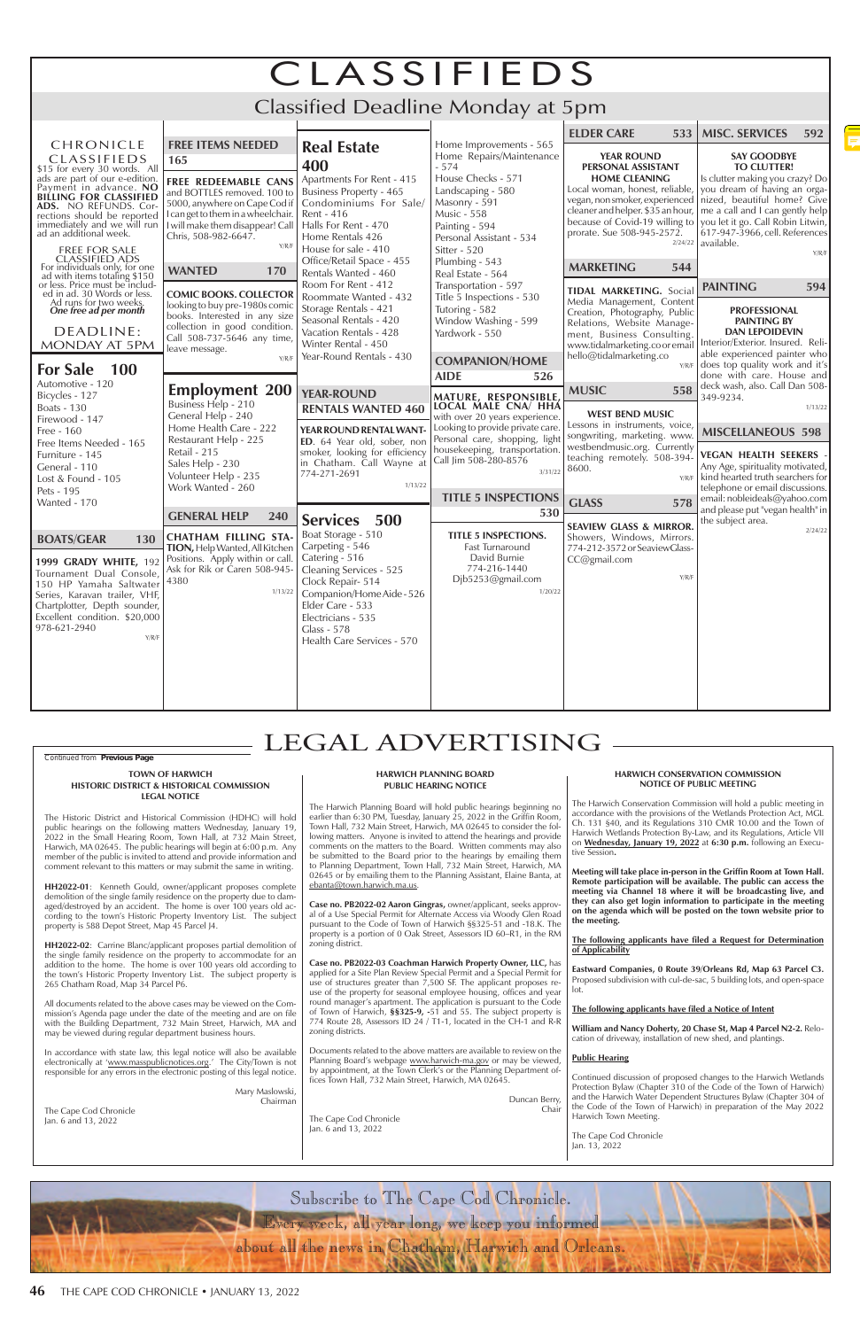# CLASSIFIEDS

## Classified Deadline Monday at 5pm

CHRONICLE CLASSIFIEDS
$15 for every 30 words. All ads are part of our e-edition. Payment in advance. **NO BILLING FOR CLASSIFIED ADS.** NO REFUNDS. Corrections should be reported immediately and we will run ad an additional week.

FREE FOR SALE CLASSIFIED ADS
For individuals only, for one ad with items totaling $150 or less. Price must be included in ad. 30 Words or less. Ad runs for two weeks. *One free ad per month*

DEADLINE: MONDAY AT 5PM

## For Sale 100

Automotive - 120
Bicycles - 127
Boats - 130
Firewood - 147
Free - 160
Free Items Needed - 165
Furniture - 145
General - 110
Lost & Found - 105
Pets - 195
Wanted - 170

### BOATS/GEAR 130

**1999 GRADY WHITE,** 192 Tournament Dual Console, 150 HP Yamaha Saltwater Series, Karavan trailer, VHF, Chartplotter, Depth sounder, Excellent condition. $20,000 978-621-2940

Y/R/F

### FREE ITEMS NEEDED 165

**FREE REDEEMABLE CANS** and BOTTLES removed. 100 to 5000, anywhere on Cape Cod if I can get to them in a wheelchair. I will make them disappear! Call Chris, 508-982-6647.

Y/R/F

### WANTED 170

**COMIC BOOKS. COLLECTOR** looking to buy pre-1980s comic books. Interested in any size collection in good condition. Call 508-737-5646 any time, leave message.

Y/R/F

## Employment 200

Business Help - 210
General Help - 240
Home Health Care - 222
Restaurant Help - 225
Retail - 215
Sales Help - 230
Volunteer Help - 235
Work Wanted - 260

### GENERAL HELP 240

**CHATHAM FILLING STATION,** Help Wanted, All Kitchen Positions. Apply within or call. Ask for Rik or Caren 508-945-4380

1/13/22

## Real Estate 400

Apartments For Rent - 415
Business Property - 465
Condominiums For Sale/Rent - 416
Halls For Rent - 470
Home Rentals 426
House for sale - 410
Office/Retail Space - 455
Rentals Wanted - 460
Room For Rent - 412
Roommate Wanted - 432
Storage Rentals - 421
Seasonal Rentals - 420
Vacation Rentals - 428
Winter Rental - 450
Year-Round Rentals - 430

### YEAR-ROUND RENTALS WANTED 460

**YEAR ROUND RENTAL WANTED.** 64 Year old, sober, non smoker, looking for efficiency in Chatham. Call Wayne at 774-271-2691

1/13/22

## Services 500

Boat Storage - 510
Carpeting - 546
Catering - 516
Cleaning Services - 525
Clock Repair- 514
Companion/Home Aide - 526
Elder Care - 533
Electricians - 535
Glass - 578
Health Care Services - 570
Home Improvements - 565
Home Repairs/Maintenance - 574
House Checks - 571
Landscaping - 580
Masonry - 591
Music - 558
Painting - 594
Personal Assistant - 534
Sitter - 520
Plumbing - 543
Real Estate - 564
Transportation - 597
Title 5 Inspections - 530
Tutoring - 582
Window Washing - 599
Yardwork - 550

### COMPANION/HOME AIDE 526

**MATURE, RESPONSIBLE, LOCAL MALE CNA/ HHA** with over 20 years experience. Looking to provide private care. Personal care, shopping, light housekeeping, transportation. Call Jim 508-280-8576

3/31/22

### TITLE 5 INSPECTIONS 530

**TITLE 5 INSPECTIONS.**
Fast Turnaround
David Burnie
774-216-1440
Djb5253@gmail.com

1/20/22

### ELDER CARE 533

**YEAR ROUND PERSONAL ASSISTANT HOME CLEANING**
Local woman, honest, reliable, vegan, non smoker, experienced cleaner and helper. $35 an hour, because of Covid-19 willing to prorate. Sue 508-945-2572.

2/24/22

### MARKETING 544

**TIDAL MARKETING.** Social Media Management, Content Creation, Photography, Public Relations, Website Management, Business Consulting. www.tidalmarketing.co or email hello@tidalmarketing.co

Y/R/F

### MUSIC 558

**WEST BEND MUSIC**
Lessons in instruments, voice, songwriting, marketing. www.westbendmusic.org. Currently teaching remotely. 508-394-8600.

Y/R/F

### GLASS 578

**SEAVIEW GLASS & MIRROR.** Showers, Windows, Mirrors. 774-212-3572 or SeaviewGlassCC@gmail.com

Y/R/F

### MISC. SERVICES 592

**SAY GOODBYE TO CLUTTER!**
Is clutter making you crazy? Do you dream of having an organized, beautiful home? Give me a call and I can gently help you let it go. Call Robin Litwin, 617-947-3966, cell. References available.

Y/R/F

### PAINTING 594

**PROFESSIONAL PAINTING BY DAN LEPOIDEVIN**
Interior/Exterior. Insured. Reliable experienced painter who does top quality work and it's done with care. House and deck wash, also. Call Dan 508-349-9234.

1/13/22

### MISCELLANEOUS 598

**VEGAN HEALTH SEEKERS** - Any Age, spirituality motivated, kind hearted truth searchers for telephone or email discussions. email: nobleideals@yahoo.com and please put "vegan health" in the subject area.

2/24/22

# LEGAL ADVERTISING

Continued from **Previous Page**

**TOWN OF HARWICH**
**HISTORIC DISTRICT & HISTORICAL COMMISSION**
**LEGAL NOTICE**

The Historic District and Historical Commission (HDHC) will hold public hearings on the following matters Wednesday, January 19, 2022 in the Small Hearing Room, Town Hall, at 732 Main Street, Harwich, MA 02645. The public hearings will begin at 6:00 p.m. Any member of the public is invited to attend and provide information and comment relevant to this matters or may submit the same in writing.

**HH2022-01**: Kenneth Gould, owner/applicant proposes complete demolition of the single family residence on the property due to damaged/destroyed by an accident. The home is over 100 years old according to the town's Historic Property Inventory List. The subject property is 588 Depot Street, Map 45 Parcel J4.

**HH2022-02**: Carrine Blanc/applicant proposes partial demolition of the single family residence on the property to accommodate for an addition to the home. The home is over 100 years old according to the town's Historic Property Inventory List. The subject property is 265 Chatham Road, Map 34 Parcel P6.

All documents related to the above cases may be viewed on the Commission's Agenda page under the date of the meeting and are on file with the Building Department, 732 Main Street, Harwich, MA and may be viewed during regular department business hours.

In accordance with state law, this legal notice will also be available electronically at 'www.masspublicnotices.org.' The City/Town is not responsible for any errors in the electronic posting of this legal notice.

Mary Maslowski,
Chairman

The Cape Cod Chronicle
Jan. 6 and 13, 2022

**HARWICH PLANNING BOARD**
**PUBLIC HEARING NOTICE**

The Harwich Planning Board will hold public hearings beginning no earlier than 6:30 PM, Tuesday, January 25, 2022 in the Griffin Room, Town Hall, 732 Main Street, Harwich, MA 02645 to consider the following matters. Anyone is invited to attend the hearings and provide comments on the matters to the Board. Written comments may also be submitted to the Board prior to the hearings by emailing them to Planning Department, Town Hall, 732 Main Street, Harwich, MA 02645 or by emailing them to the Planning Assistant, Elaine Banta, at ebanta@town.harwich.ma.us.

**Case no. PB2022-02 Aaron Gingras,** owner/applicant, seeks approval of a Use Special Permit for Alternate Access via Woody Glen Road pursuant to the Code of Town of Harwich §§325-51 and -18.K. The property is a portion of 0 Oak Street, Assessors ID 60–R1, in the RM zoning district.

**Case no. PB2022-03 Coachman Harwich Property Owner, LLC,** has applied for a Site Plan Review Special Permit and a Special Permit for use of structures greater than 7,500 SF. The applicant proposes reuse of the property for seasonal employee housing, offices and year round manager's apartment. The application is pursuant to the Code of Town of Harwich, **§§325-9, -**51 and 55. The subject property is 774 Route 28, Assessors ID 24 / T1-1, located in the CH-1 and R-R zoning districts.

Documents related to the above matters are available to review on the Planning Board's webpage www.harwich-ma.gov or may be viewed, by appointment, at the Town Clerk's or the Planning Department offices Town Hall, 732 Main Street, Harwich, MA 02645.

Duncan Berry,
Chair

The Cape Cod Chronicle
Jan. 6 and 13, 2022

**HARWICH CONSERVATION COMMISSION**
**NOTICE OF PUBLIC MEETING**

The Harwich Conservation Commission will hold a public meeting in accordance with the provisions of the Wetlands Protection Act, MGL Ch. 131 §40, and its Regulations 310 CMR 10.00 and the Town of Harwich Wetlands Protection By-Law, and its Regulations, Article VII on **Wednesday, January 19, 2022** at **6:30 p.m.** following an Executive Session**.**

**Meeting will take place in-person in the Griffin Room at Town Hall. Remote participation will be available. The public can access the meeting via Channel 18 where it will be broadcasting live, and they can also get login information to participate in the meeting on the agenda which will be posted on the town website prior to the meeting.**

**The following applicants have filed a Request for Determination of Applicability**

**Eastward Companies, 0 Route 39/Orleans Rd, Map 63 Parcel C3.** Proposed subdivision with cul-de-sac, 5 building lots, and open-space lot.

**The following applicants have filed a Notice of Intent**

**William and Nancy Doherty, 20 Chase St, Map 4 Parcel N2-2.** Relocation of driveway, installation of new shed, and plantings.

**Public Hearing**

Continued discussion of proposed changes to the Harwich Wetlands Protection Bylaw (Chapter 310 of the Code of the Town of Harwich) and the Harwich Water Dependent Structures Bylaw (Chapter 304 of the Code of the Town of Harwich) in preparation of the May 2022 Harwich Town Meeting.

The Cape Cod Chronicle
Jan. 13, 2022

Subscribe to The Cape Cod Chronicle.
Every week, all year long, we keep you informed
about all the news in Chatham, Harwich and Orleans.